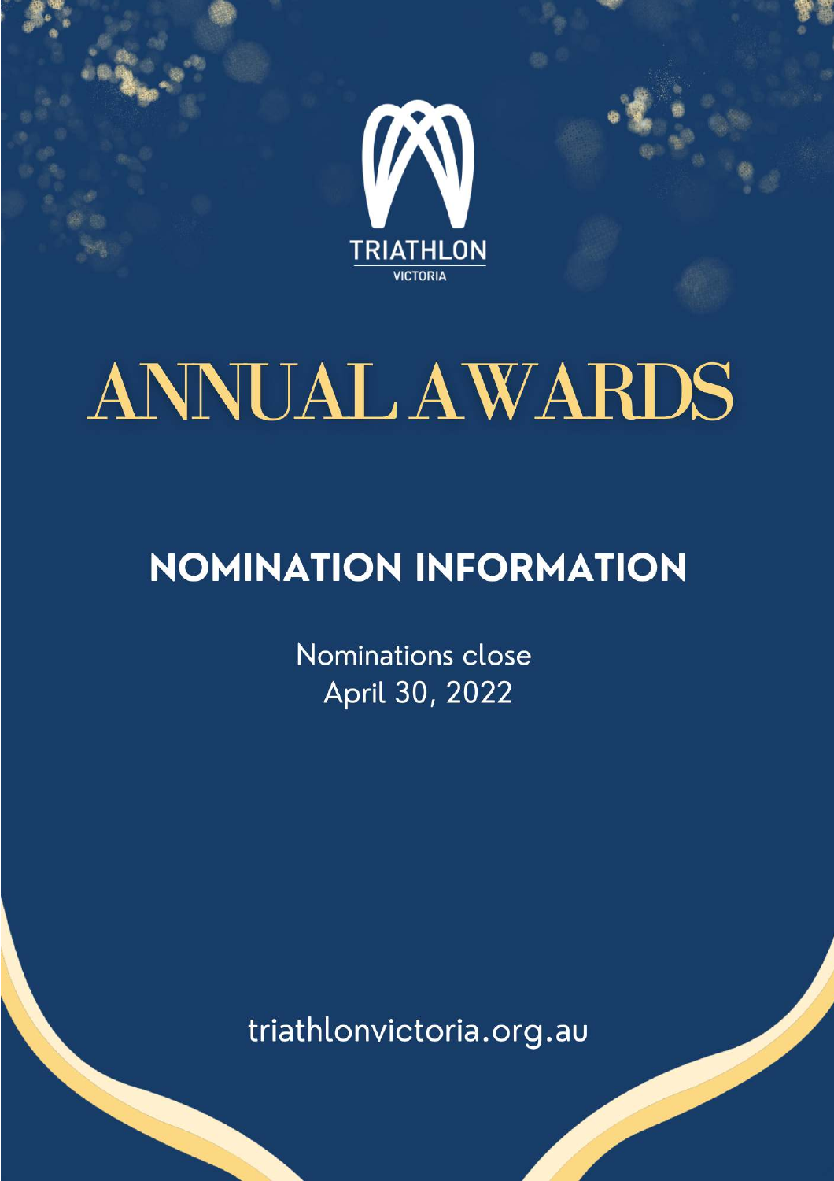TRIATHLON

VICTORIA

# ANNUAL AWARDS

## NOMINATION INFORMATION

Nominations close
April 30, 2022

triathlonvictoria.org.au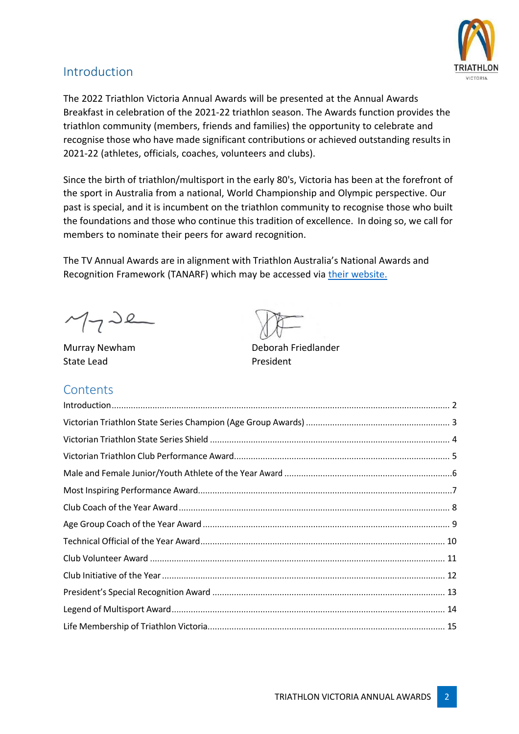## Introduction

The 2022 Triathlon Victoria Annual Awards will be presented at the Annual Awards Breakfast in celebration of the 2021-22 triathlon season. The Awards function provides the triathlon community (members, friends and families) the opportunity to celebrate and recognise those who have made significant contributions or achieved outstanding results in 2021-22 (athletes, officials, coaches, volunteers and clubs).

Since the birth of triathlon/multisport in the early 80's, Victoria has been at the forefront of the sport in Australia from a national, World Championship and Olympic perspective. Our past is special, and it is incumbent on the triathlon community to recognise those who built the foundations and those who continue this tradition of excellence. In doing so, we call for members to nominate their peers for award recognition.

The TV Annual Awards are in alignment with Triathlon Australia's National Awards and Recognition Framework (TANARF) which may be accessed via their website.

Murray Newham
State Lead

Deborah Friedlander
President

## Contents

- Introduction .......... 2
- Victorian Triathlon State Series Champion (Age Group Awards) .......... 3
- Victorian Triathlon State Series Shield .......... 4
- Victorian Triathlon Club Performance Award .......... 5
- Male and Female Junior/Youth Athlete of the Year Award .......... 6
- Most Inspiring Performance Award .......... 7
- Club Coach of the Year Award .......... 8
- Age Group Coach of the Year Award .......... 9
- Technical Official of the Year Award .......... 10
- Club Volunteer Award .......... 11
- Club Initiative of the Year .......... 12
- President's Special Recognition Award .......... 13
- Legend of Multisport Award .......... 14
- Life Membership of Triathlon Victoria .......... 15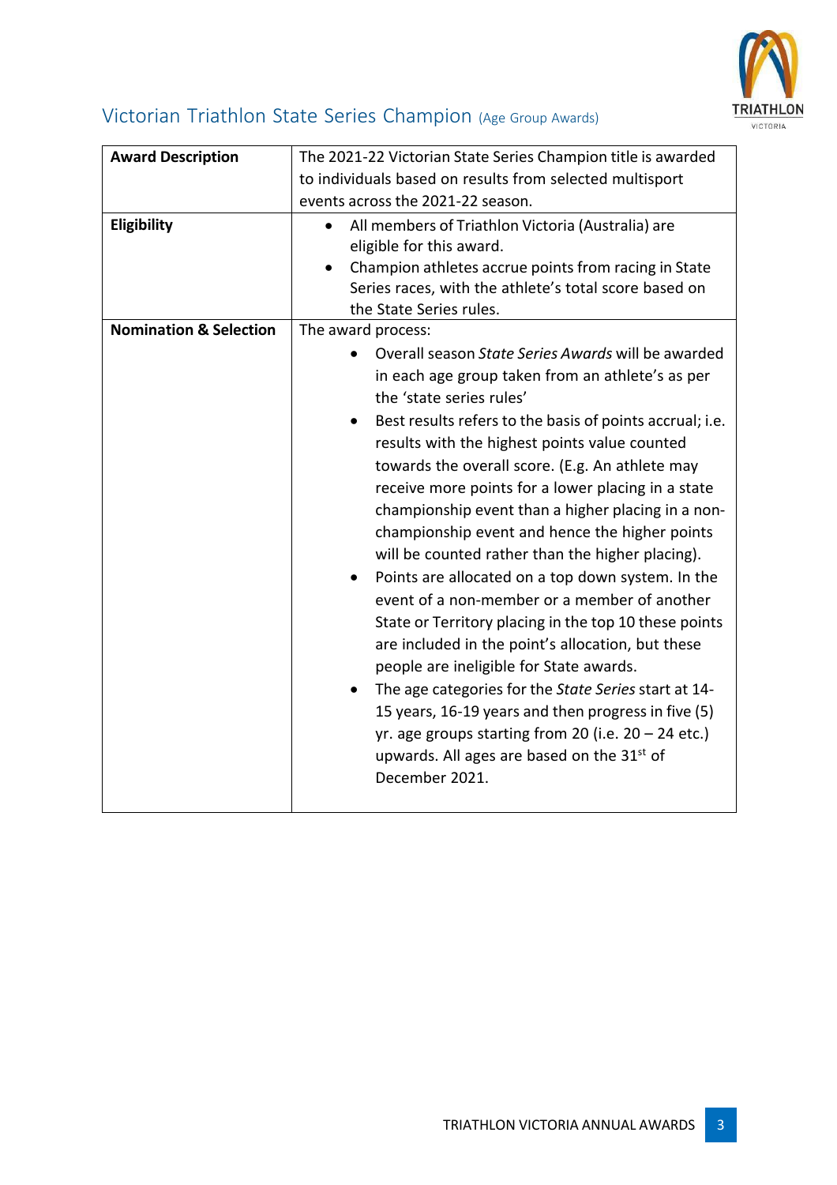## Victorian Triathlon State Series Champion (Age Group Awards)

| **Award Description** | The 2021-22 Victorian State Series Champion title is awarded to individuals based on results from selected multisport events across the 2021-22 season. |
|---|---|
| **Eligibility** | • All members of Triathlon Victoria (Australia) are eligible for this award.<br>• Champion athletes accrue points from racing in State Series races, with the athlete's total score based on the State Series rules. |
| **Nomination & Selection** | The award process:<br>• Overall season *State Series Awards* will be awarded in each age group taken from an athlete's as per the 'state series rules'<br>• Best results refers to the basis of points accrual; i.e. results with the highest points value counted towards the overall score. (E.g. An athlete may receive more points for a lower placing in a state championship event than a higher placing in a non-championship event and hence the higher points will be counted rather than the higher placing).<br>• Points are allocated on a top down system. In the event of a non-member or a member of another State or Territory placing in the top 10 these points are included in the point's allocation, but these people are ineligible for State awards.<br>• The age categories for the *State Series* start at 14-15 years, 16-19 years and then progress in five (5) yr. age groups starting from 20 (i.e. 20 – 24 etc.) upwards. All ages are based on the 31st of December 2021. |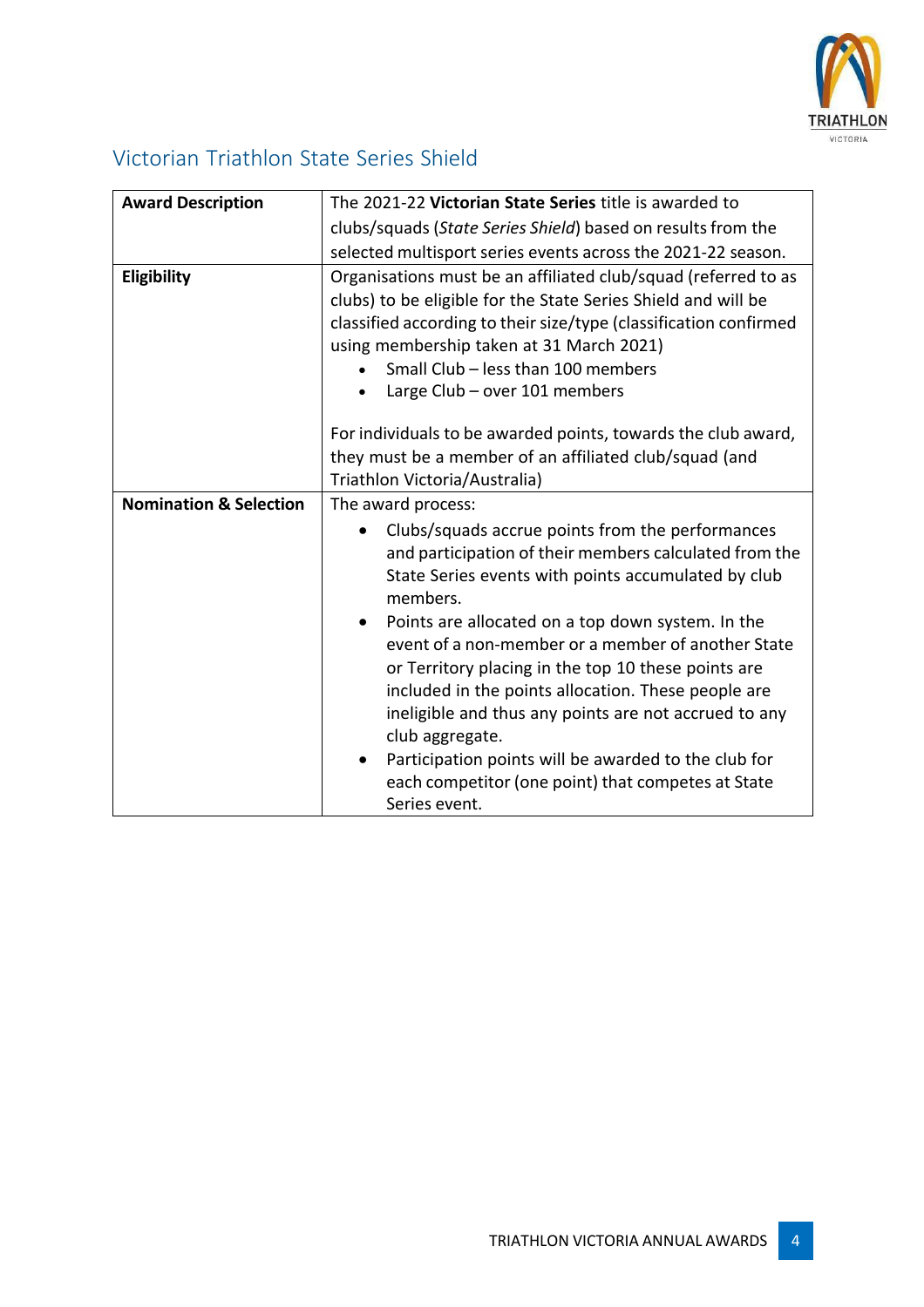## Victorian Triathlon State Series Shield

| | |
|---|---|
| **Award Description** | The 2021-22 **Victorian State Series** title is awarded to clubs/squads (*State Series Shield*) based on results from the selected multisport series events across the 2021-22 season. |
| **Eligibility** | Organisations must be an affiliated club/squad (referred to as clubs) to be eligible for the State Series Shield and will be classified according to their size/type (classification confirmed using membership taken at 31 March 2021)<br>• Small Club – less than 100 members<br>• Large Club – over 101 members<br><br>For individuals to be awarded points, towards the club award, they must be a member of an affiliated club/squad (and Triathlon Victoria/Australia) |
| **Nomination & Selection** | The award process:<br>• Clubs/squads accrue points from the performances and participation of their members calculated from the State Series events with points accumulated by club members.<br>• Points are allocated on a top down system. In the event of a non-member or a member of another State or Territory placing in the top 10 these points are included in the points allocation. These people are ineligible and thus any points are not accrued to any club aggregate.<br>• Participation points will be awarded to the club for each competitor (one point) that competes at State Series event. |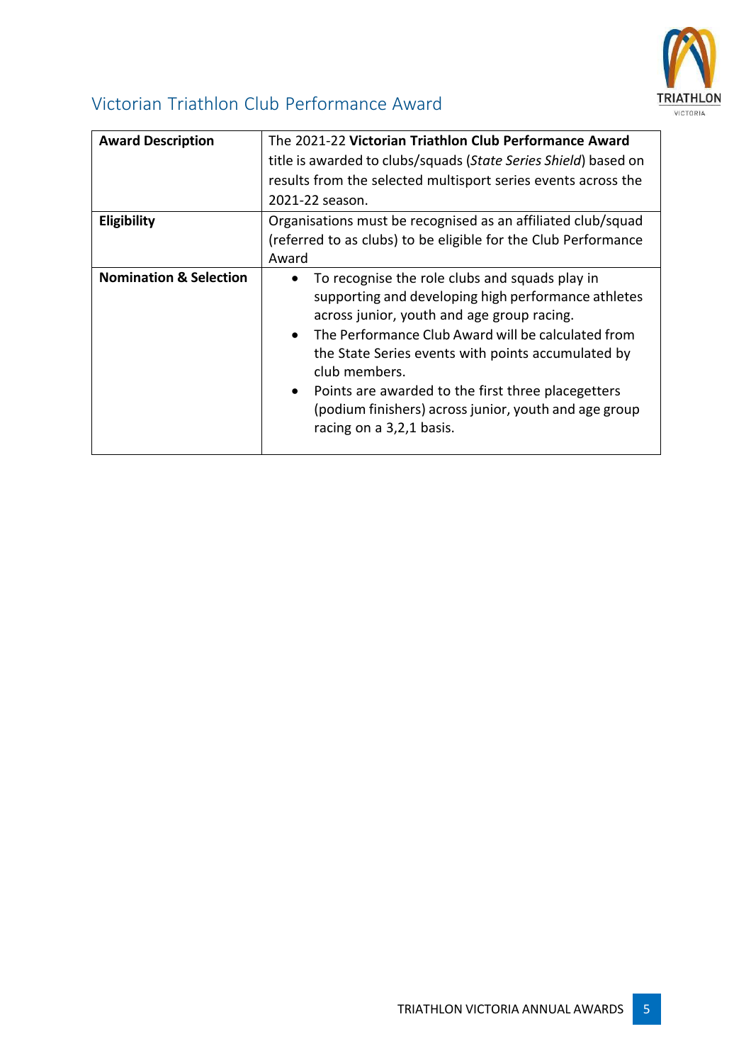## Victorian Triathlon Club Performance Award

| | |
|---|---|
| **Award Description** | The 2021-22 **Victorian Triathlon Club Performance Award** title is awarded to clubs/squads (*State Series Shield*) based on results from the selected multisport series events across the 2021-22 season. |
| **Eligibility** | Organisations must be recognised as an affiliated club/squad (referred to as clubs) to be eligible for the Club Performance Award |
| **Nomination & Selection** | • To recognise the role clubs and squads play in supporting and developing high performance athletes across junior, youth and age group racing.<br>• The Performance Club Award will be calculated from the State Series events with points accumulated by club members.<br>• Points are awarded to the first three placegetters (podium finishers) across junior, youth and age group racing on a 3,2,1 basis. |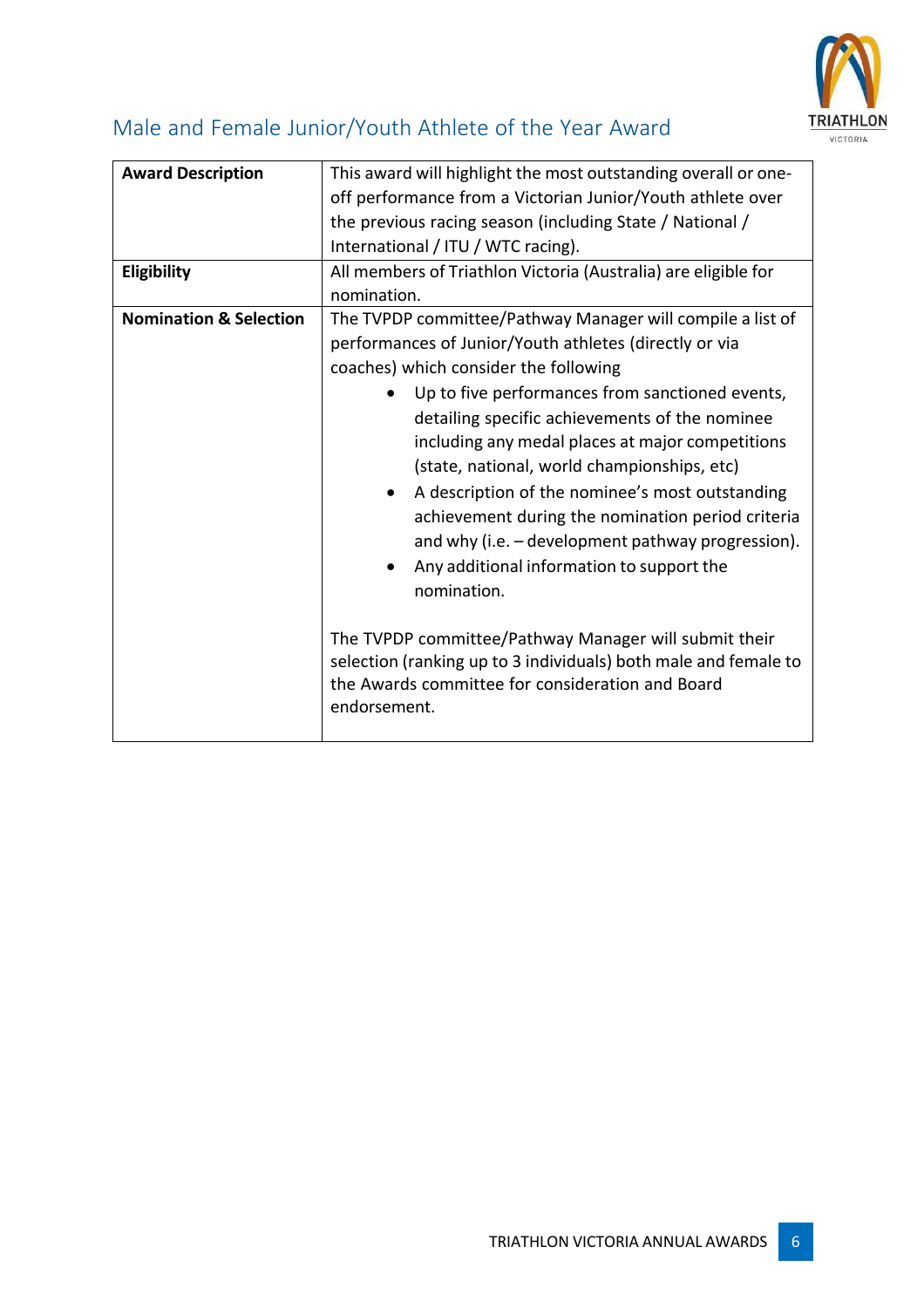## Male and Female Junior/Youth Athlete of the Year Award

| | |
|---|---|
| **Award Description** | This award will highlight the most outstanding overall or one-off performance from a Victorian Junior/Youth athlete over the previous racing season (including State / National / International / ITU / WTC racing). |
| **Eligibility** | All members of Triathlon Victoria (Australia) are eligible for nomination. |
| **Nomination & Selection** | The TVPDP committee/Pathway Manager will compile a list of performances of Junior/Youth athletes (directly or via coaches) which consider the following<br>• Up to five performances from sanctioned events, detailing specific achievements of the nominee including any medal places at major competitions (state, national, world championships, etc)<br>• A description of the nominee's most outstanding achievement during the nomination period criteria and why (i.e. – development pathway progression).<br>• Any additional information to support the nomination.<br><br>The TVPDP committee/Pathway Manager will submit their selection (ranking up to 3 individuals) both male and female to the Awards committee for consideration and Board endorsement. |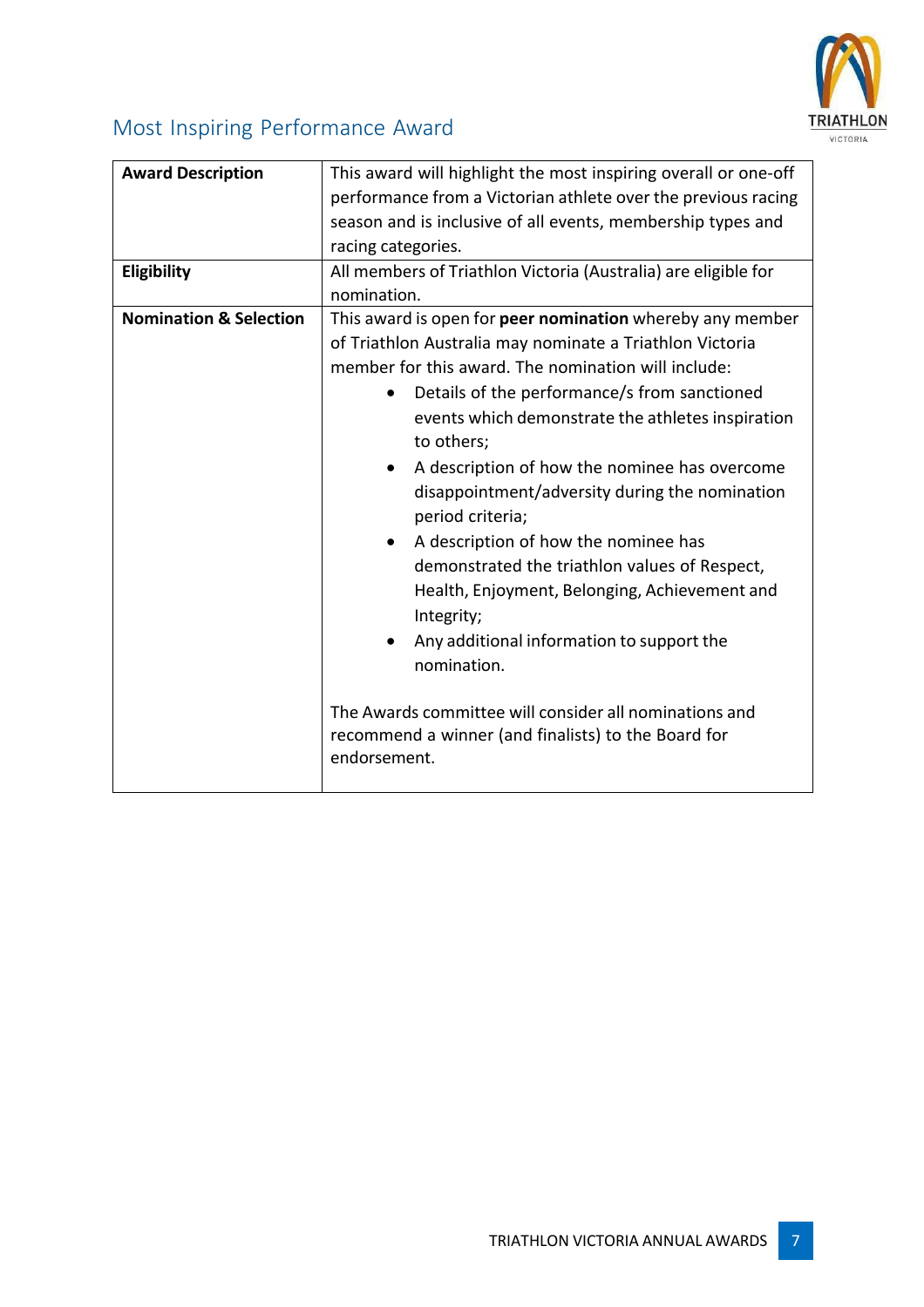## Most Inspiring Performance Award

| | |
|---|---|
| **Award Description** | This award will highlight the most inspiring overall or one-off performance from a Victorian athlete over the previous racing season and is inclusive of all events, membership types and racing categories. |
| **Eligibility** | All members of Triathlon Victoria (Australia) are eligible for nomination. |
| **Nomination & Selection** | This award is open for **peer nomination** whereby any member of Triathlon Australia may nominate a Triathlon Victoria member for this award. The nomination will include:<br>• Details of the performance/s from sanctioned events which demonstrate the athletes inspiration to others;<br>• A description of how the nominee has overcome disappointment/adversity during the nomination period criteria;<br>• A description of how the nominee has demonstrated the triathlon values of Respect, Health, Enjoyment, Belonging, Achievement and Integrity;<br>• Any additional information to support the nomination.<br><br>The Awards committee will consider all nominations and recommend a winner (and finalists) to the Board for endorsement. |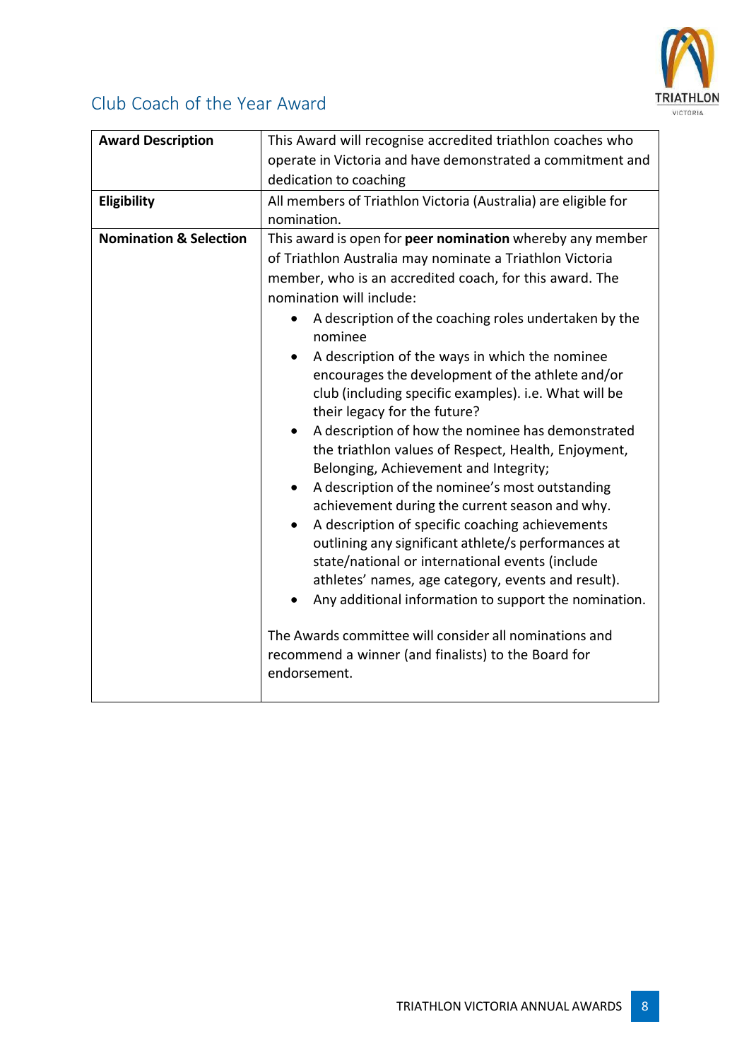## Club Coach of the Year Award

| | |
|---|---|
| **Award Description** | This Award will recognise accredited triathlon coaches who operate in Victoria and have demonstrated a commitment and dedication to coaching |
| **Eligibility** | All members of Triathlon Victoria (Australia) are eligible for nomination. |
| **Nomination & Selection** | This award is open for **peer nomination** whereby any member of Triathlon Australia may nominate a Triathlon Victoria member, who is an accredited coach, for this award. The nomination will include:<br>• A description of the coaching roles undertaken by the nominee<br>• A description of the ways in which the nominee encourages the development of the athlete and/or club (including specific examples). i.e. What will be their legacy for the future?<br>• A description of how the nominee has demonstrated the triathlon values of Respect, Health, Enjoyment, Belonging, Achievement and Integrity;<br>• A description of the nominee's most outstanding achievement during the current season and why.<br>• A description of specific coaching achievements outlining any significant athlete/s performances at state/national or international events (include athletes' names, age category, events and result).<br>• Any additional information to support the nomination.<br><br>The Awards committee will consider all nominations and recommend a winner (and finalists) to the Board for endorsement. |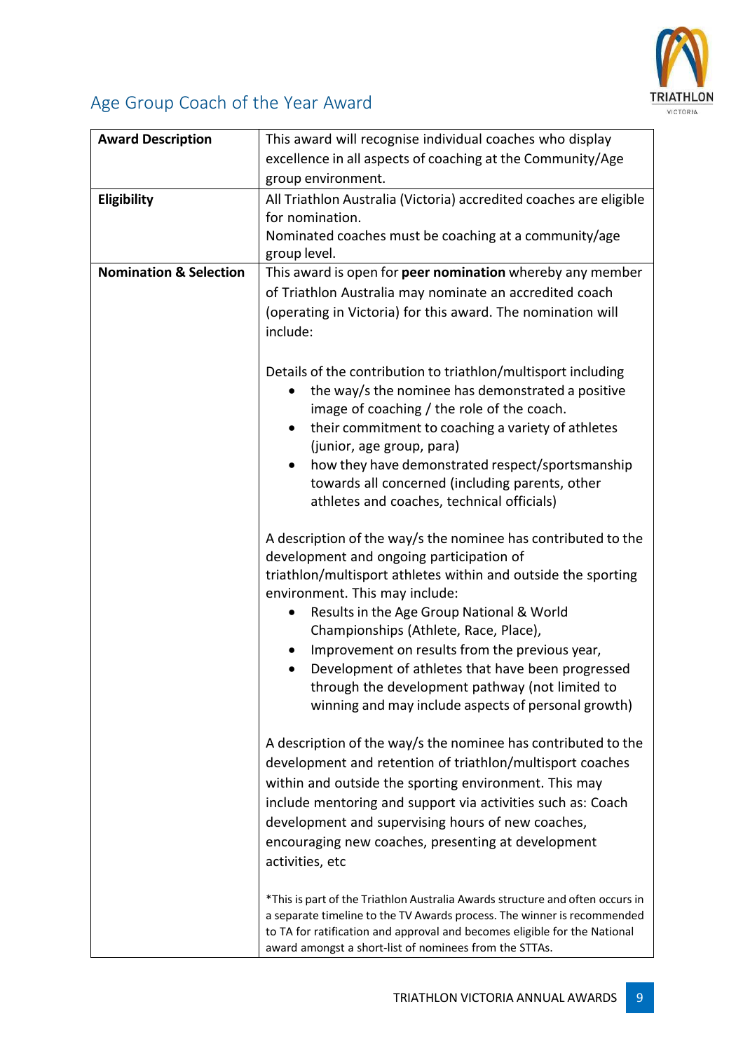## Age Group Coach of the Year Award

| | |
|---|---|
| **Award Description** | This award will recognise individual coaches who display excellence in all aspects of coaching at the Community/Age group environment. |
| **Eligibility** | All Triathlon Australia (Victoria) accredited coaches are eligible for nomination.<br>Nominated coaches must be coaching at a community/age group level. |
| **Nomination & Selection** | This award is open for **peer nomination** whereby any member of Triathlon Australia may nominate an accredited coach (operating in Victoria) for this award. The nomination will include:<br><br>Details of the contribution to triathlon/multisport including<br>• the way/s the nominee has demonstrated a positive image of coaching / the role of the coach.<br>• their commitment to coaching a variety of athletes (junior, age group, para)<br>• how they have demonstrated respect/sportsmanship towards all concerned (including parents, other athletes and coaches, technical officials)<br><br>A description of the way/s the nominee has contributed to the development and ongoing participation of triathlon/multisport athletes within and outside the sporting environment. This may include:<br>• Results in the Age Group National & World Championships (Athlete, Race, Place),<br>• Improvement on results from the previous year,<br>• Development of athletes that have been progressed through the development pathway (not limited to winning and may include aspects of personal growth)<br><br>A description of the way/s the nominee has contributed to the development and retention of triathlon/multisport coaches within and outside the sporting environment. This may include mentoring and support via activities such as: Coach development and supervising hours of new coaches, encouraging new coaches, presenting at development activities, etc<br><br>*This is part of the Triathlon Australia Awards structure and often occurs in a separate timeline to the TV Awards process. The winner is recommended to TA for ratification and approval and becomes eligible for the National award amongst a short-list of nominees from the STTAs. |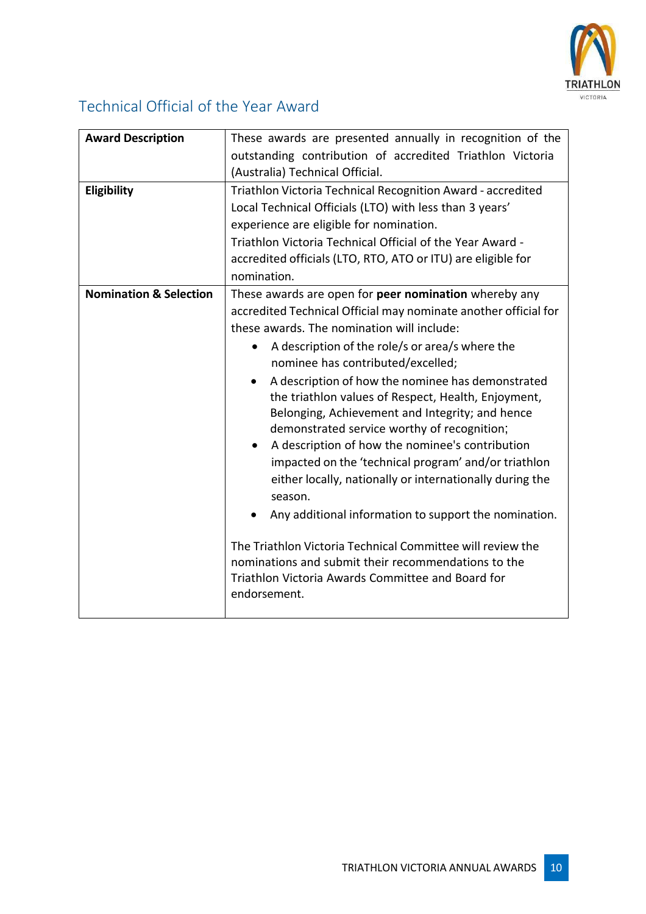## Technical Official of the Year Award

| | |
|---|---|
| **Award Description** | These awards are presented annually in recognition of the outstanding contribution of accredited Triathlon Victoria (Australia) Technical Official. |
| **Eligibility** | Triathlon Victoria Technical Recognition Award - accredited Local Technical Officials (LTO) with less than 3 years' experience are eligible for nomination.<br>Triathlon Victoria Technical Official of the Year Award - accredited officials (LTO, RTO, ATO or ITU) are eligible for nomination. |
| **Nomination & Selection** | These awards are open for **peer nomination** whereby any accredited Technical Official may nominate another official for these awards. The nomination will include:<br>• A description of the role/s or area/s where the nominee has contributed/excelled;<br>• A description of how the nominee has demonstrated the triathlon values of Respect, Health, Enjoyment, Belonging, Achievement and Integrity; and hence demonstrated service worthy of recognition;<br>• A description of how the nominee's contribution impacted on the 'technical program' and/or triathlon either locally, nationally or internationally during the season.<br>• Any additional information to support the nomination.<br><br>The Triathlon Victoria Technical Committee will review the nominations and submit their recommendations to the Triathlon Victoria Awards Committee and Board for endorsement. |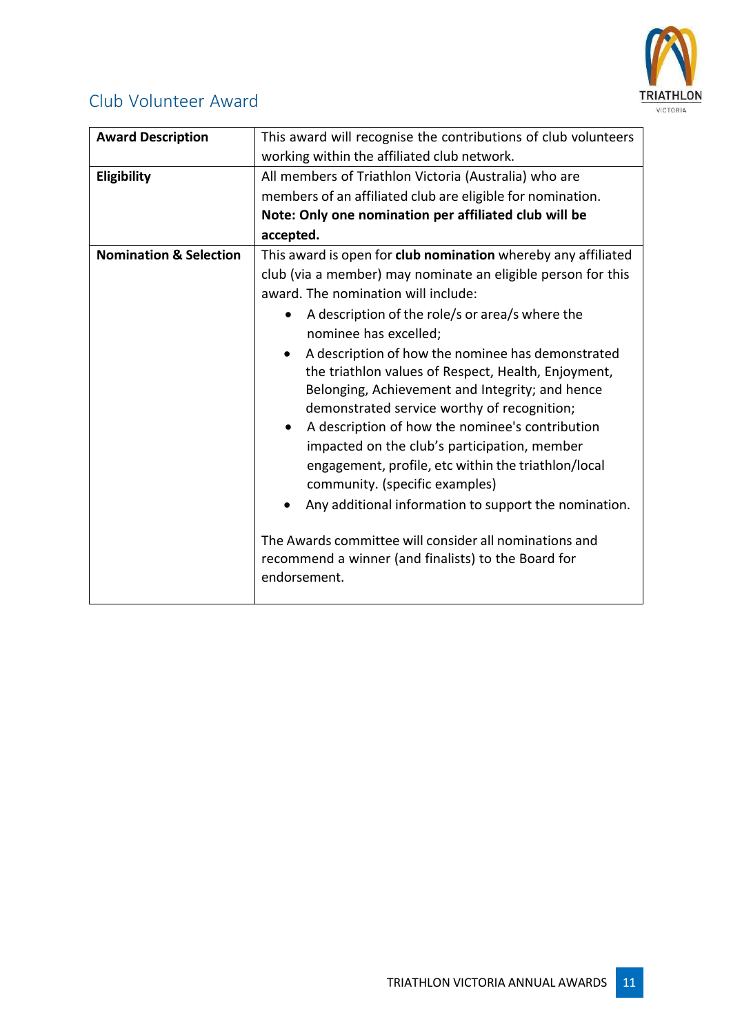## Club Volunteer Award

| **Award Description** | This award will recognise the contributions of club volunteers working within the affiliated club network. |
|---|---|
| **Eligibility** | All members of Triathlon Victoria (Australia) who are members of an affiliated club are eligible for nomination. **Note: Only one nomination per affiliated club will be accepted.** |
| **Nomination & Selection** | This award is open for **club nomination** whereby any affiliated club (via a member) may nominate an eligible person for this award. The nomination will include:<br>• A description of the role/s or area/s where the nominee has excelled;<br>• A description of how the nominee has demonstrated the triathlon values of Respect, Health, Enjoyment, Belonging, Achievement and Integrity; and hence demonstrated service worthy of recognition;<br>• A description of how the nominee's contribution impacted on the club's participation, member engagement, profile, etc within the triathlon/local community. (specific examples)<br>• Any additional information to support the nomination.<br><br>The Awards committee will consider all nominations and recommend a winner (and finalists) to the Board for endorsement. |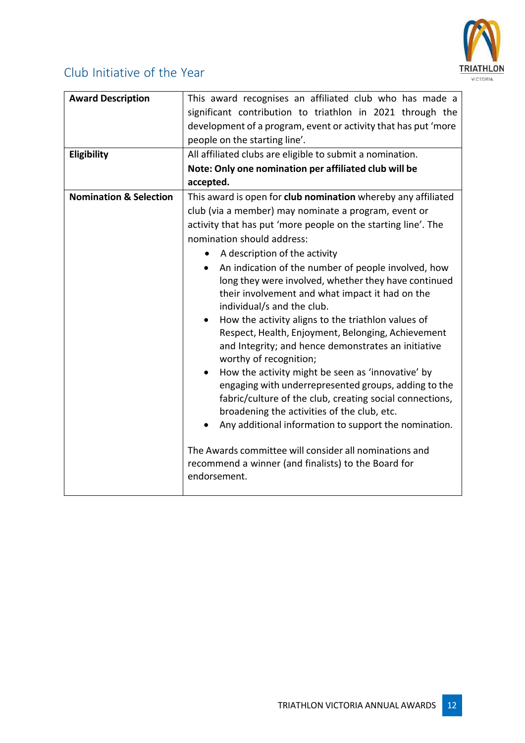## Club Initiative of the Year

| | |
|---|---|
| **Award Description** | This award recognises an affiliated club who has made a significant contribution to triathlon in 2021 through the development of a program, event or activity that has put 'more people on the starting line'. |
| **Eligibility** | All affiliated clubs are eligible to submit a nomination.<br>**Note: Only one nomination per affiliated club will be accepted.** |
| **Nomination & Selection** | This award is open for **club nomination** whereby any affiliated club (via a member) may nominate a program, event or activity that has put 'more people on the starting line'. The nomination should address:<br>• A description of the activity<br>• An indication of the number of people involved, how long they were involved, whether they have continued their involvement and what impact it had on the individual/s and the club.<br>• How the activity aligns to the triathlon values of Respect, Health, Enjoyment, Belonging, Achievement and Integrity; and hence demonstrates an initiative worthy of recognition;<br>• How the activity might be seen as 'innovative' by engaging with underrepresented groups, adding to the fabric/culture of the club, creating social connections, broadening the activities of the club, etc.<br>• Any additional information to support the nomination.<br><br>The Awards committee will consider all nominations and recommend a winner (and finalists) to the Board for endorsement. |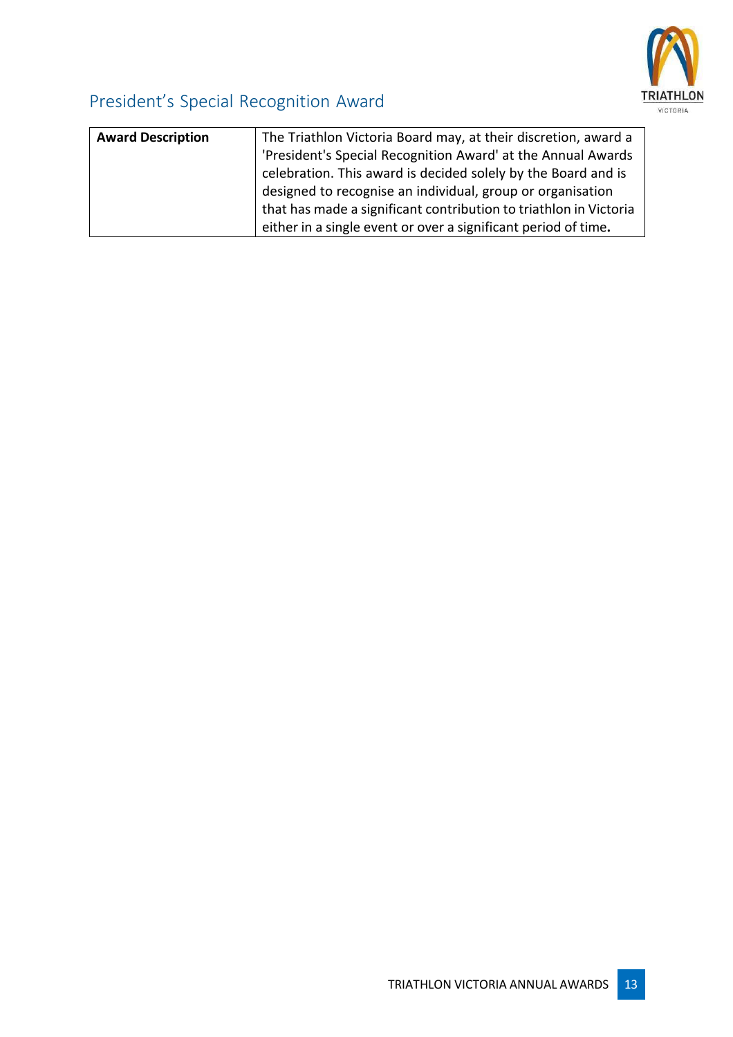## President's Special Recognition Award

| Award Description | The Triathlon Victoria Board may, at their discretion, award a 'President's Special Recognition Award' at the Annual Awards celebration. This award is decided solely by the Board and is designed to recognise an individual, group or organisation that has made a significant contribution to triathlon in Victoria either in a single event or over a significant period of time. |
|---|---|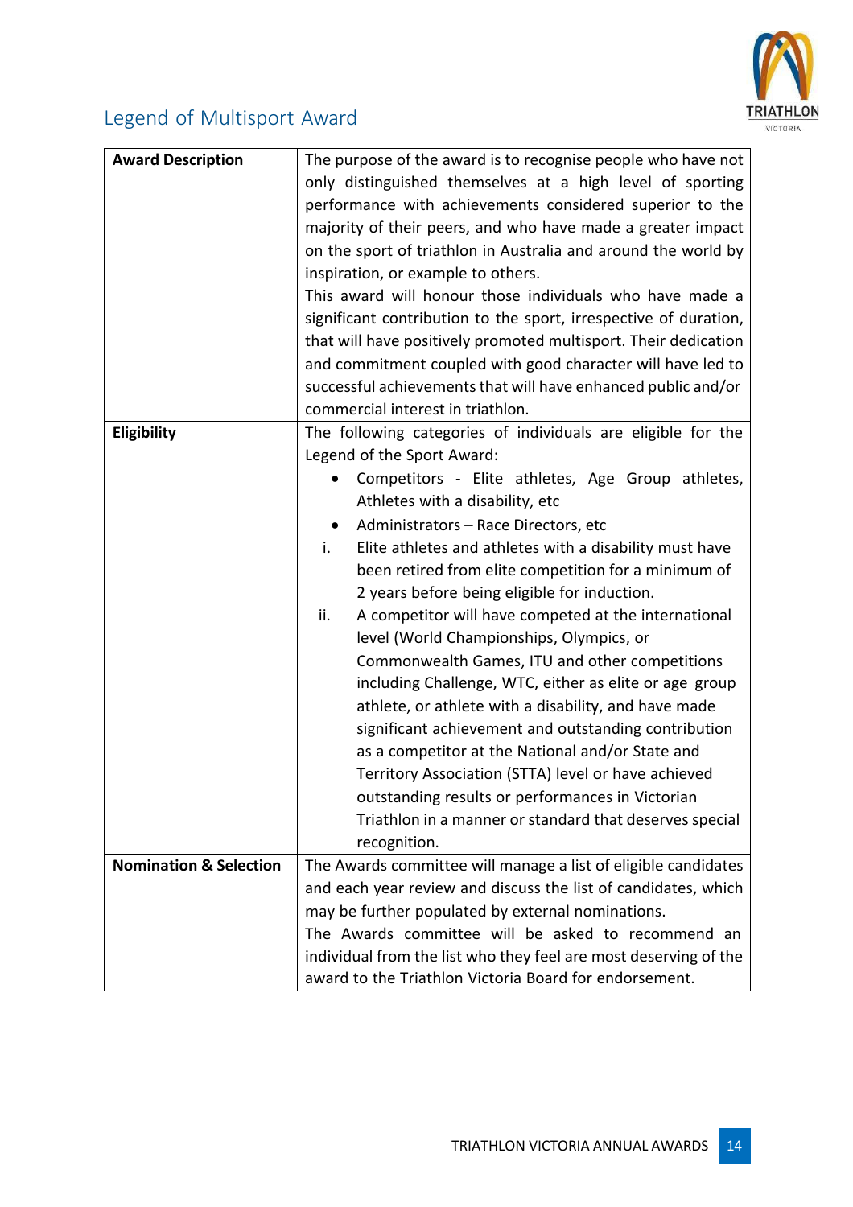## Legend of Multisport Award

| | |
|---|---|
| **Award Description** | The purpose of the award is to recognise people who have not only distinguished themselves at a high level of sporting performance with achievements considered superior to the majority of their peers, and who have made a greater impact on the sport of triathlon in Australia and around the world by inspiration, or example to others.<br>This award will honour those individuals who have made a significant contribution to the sport, irrespective of duration, that will have positively promoted multisport. Their dedication and commitment coupled with good character will have led to successful achievements that will have enhanced public and/or commercial interest in triathlon. |
| **Eligibility** | The following categories of individuals are eligible for the Legend of the Sport Award:<br>• Competitors - Elite athletes, Age Group athletes, Athletes with a disability, etc<br>• Administrators – Race Directors, etc<br>i. Elite athletes and athletes with a disability must have been retired from elite competition for a minimum of 2 years before being eligible for induction.<br>ii. A competitor will have competed at the international level (World Championships, Olympics, or Commonwealth Games, ITU and other competitions including Challenge, WTC, either as elite or age group athlete, or athlete with a disability, and have made significant achievement and outstanding contribution as a competitor at the National and/or State and Territory Association (STTA) level or have achieved outstanding results or performances in Victorian Triathlon in a manner or standard that deserves special recognition. |
| **Nomination & Selection** | The Awards committee will manage a list of eligible candidates and each year review and discuss the list of candidates, which may be further populated by external nominations.<br>The Awards committee will be asked to recommend an individual from the list who they feel are most deserving of the award to the Triathlon Victoria Board for endorsement. |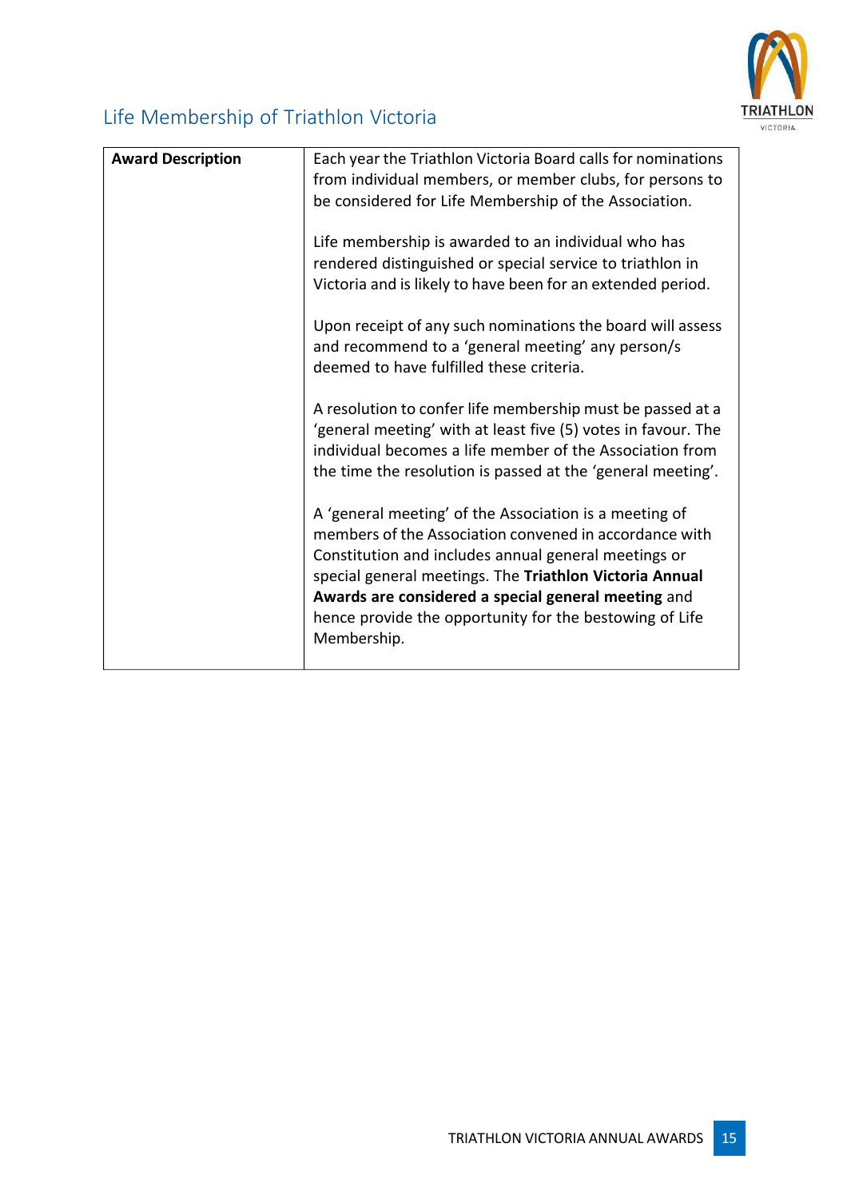## Life Membership of Triathlon Victoria

| **Award Description** | Each year the Triathlon Victoria Board calls for nominations from individual members, or member clubs, for persons to be considered for Life Membership of the Association.<br><br>Life membership is awarded to an individual who has rendered distinguished or special service to triathlon in Victoria and is likely to have been for an extended period.<br><br>Upon receipt of any such nominations the board will assess and recommend to a 'general meeting' any person/s deemed to have fulfilled these criteria.<br><br>A resolution to confer life membership must be passed at a 'general meeting' with at least five (5) votes in favour. The individual becomes a life member of the Association from the time the resolution is passed at the 'general meeting'.<br><br>A 'general meeting' of the Association is a meeting of members of the Association convened in accordance with Constitution and includes annual general meetings or special general meetings. The **Triathlon Victoria Annual Awards are considered a special general meeting** and hence provide the opportunity for the bestowing of Life Membership. |
|---|---|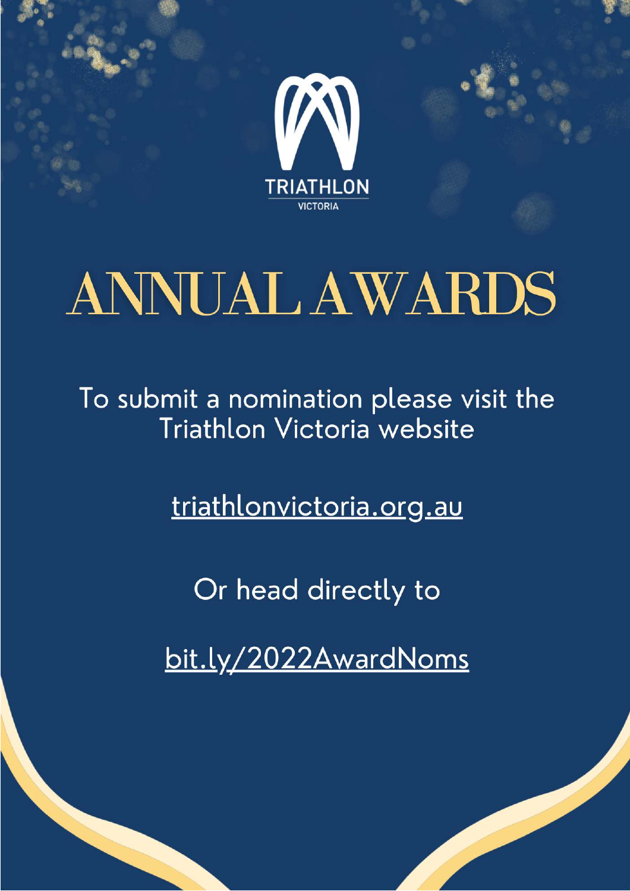TRIATHLON

VICTORIA

# ANNUAL AWARDS

To submit a nomination please visit the Triathlon Victoria website

triathlonvictoria.org.au

Or head directly to

bit.ly/2022AwardNoms